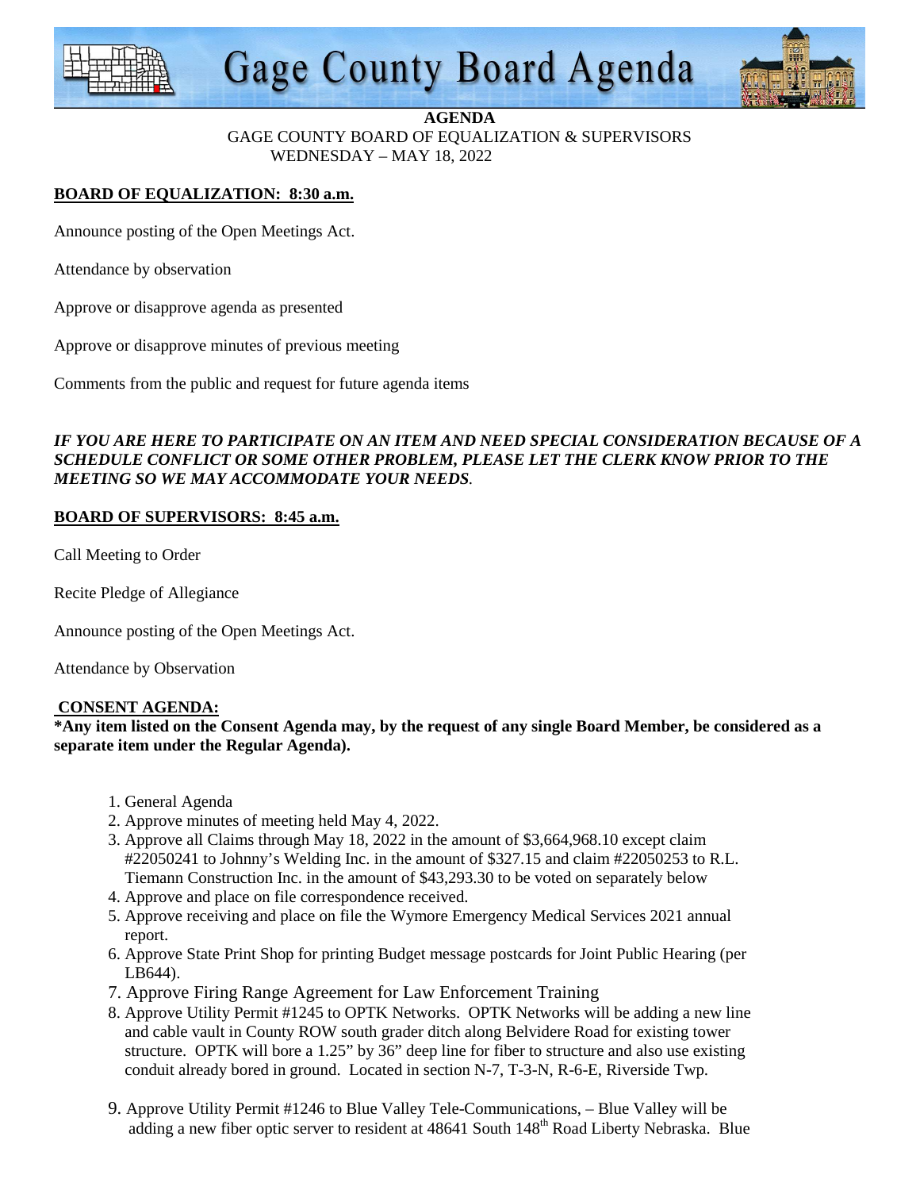# Gage County Board Agenda

**AGENDA**

GAGE COUNTY BOARD OF EQUALIZATION & SUPERVISORS

WEDNESDAY – MAY 18, 2022

**BOARD OF EQUALIZATION: 8:30 a.m.**

Announce posting of the Open Meetings Act.

Attendance by observation

Approve or disapprove agenda as presented

Approve or disapprove minutes of previous meeting

Comments from the public and request for future agenda items

***IF YOU ARE HERE TO PARTICIPATE ON AN ITEM AND NEED SPECIAL CONSIDERATION BECAUSE OF A SCHEDULE CONFLICT OR SOME OTHER PROBLEM, PLEASE LET THE CLERK KNOW PRIOR TO THE MEETING SO WE MAY ACCOMMODATE YOUR NEEDS.***

**BOARD OF SUPERVISORS: 8:45 a.m.**

Call Meeting to Order

Recite Pledge of Allegiance

Announce posting of the Open Meetings Act.

Attendance by Observation

**CONSENT AGENDA:**

**\*Any item listed on the Consent Agenda may, by the request of any single Board Member, be considered as a separate item under the Regular Agenda).**

1. General Agenda
2. Approve minutes of meeting held May 4, 2022.
3. Approve all Claims through May 18, 2022 in the amount of $3,664,968.10 except claim #22050241 to Johnny's Welding Inc. in the amount of $327.15 and claim #22050253 to R.L. Tiemann Construction Inc. in the amount of $43,293.30 to be voted on separately below
4. Approve and place on file correspondence received.
5. Approve receiving and place on file the Wymore Emergency Medical Services 2021 annual report.
6. Approve State Print Shop for printing Budget message postcards for Joint Public Hearing (per LB644).
7. Approve Firing Range Agreement for Law Enforcement Training
8. Approve Utility Permit #1245 to OPTK Networks. OPTK Networks will be adding a new line and cable vault in County ROW south grader ditch along Belvidere Road for existing tower structure. OPTK will bore a 1.25" by 36" deep line for fiber to structure and also use existing conduit already bored in ground. Located in section N-7, T-3-N, R-6-E, Riverside Twp.
9. Approve Utility Permit #1246 to Blue Valley Tele-Communications, – Blue Valley will be adding a new fiber optic server to resident at 48641 South 148th Road Liberty Nebraska. Blue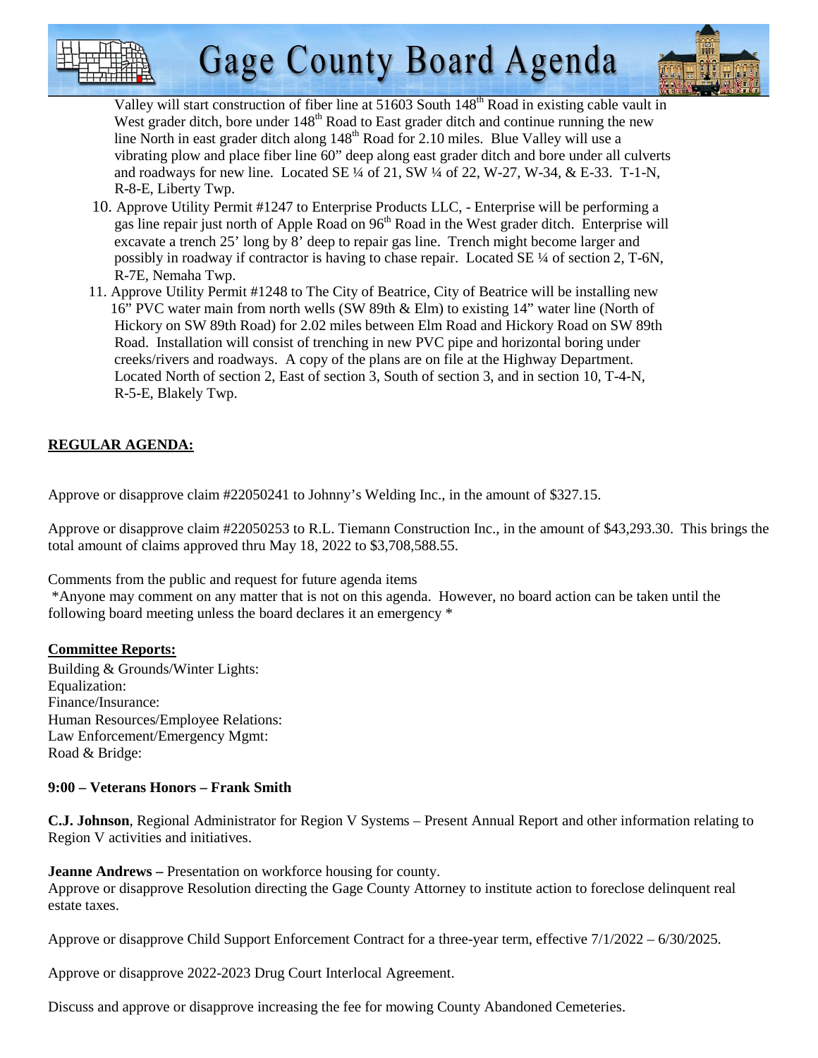Valley will start construction of fiber line at 51603 South 148th Road in existing cable vault in West grader ditch, bore under 148th Road to East grader ditch and continue running the new line North in east grader ditch along 148th Road for 2.10 miles. Blue Valley will use a vibrating plow and place fiber line 60" deep along east grader ditch and bore under all culverts and roadways for new line. Located SE ¼ of 21, SW ¼ of 22, W-27, W-34, & E-33. T-1-N, R-8-E, Liberty Twp.

10. Approve Utility Permit #1247 to Enterprise Products LLC, - Enterprise will be performing a gas line repair just north of Apple Road on 96th Road in the West grader ditch. Enterprise will excavate a trench 25' long by 8' deep to repair gas line. Trench might become larger and possibly in roadway if contractor is having to chase repair. Located SE ¼ of section 2, T-6N, R-7E, Nemaha Twp.
11. Approve Utility Permit #1248 to The City of Beatrice, City of Beatrice will be installing new 16" PVC water main from north wells (SW 89th & Elm) to existing 14" water line (North of Hickory on SW 89th Road) for 2.02 miles between Elm Road and Hickory Road on SW 89th Road. Installation will consist of trenching in new PVC pipe and horizontal boring under creeks/rivers and roadways. A copy of the plans are on file at the Highway Department. Located North of section 2, East of section 3, South of section 3, and in section 10, T-4-N, R-5-E, Blakely Twp.

**REGULAR AGENDA:**

Approve or disapprove claim #22050241 to Johnny's Welding Inc., in the amount of $327.15.

Approve or disapprove claim #22050253 to R.L. Tiemann Construction Inc., in the amount of $43,293.30. This brings the total amount of claims approved thru May 18, 2022 to $3,708,588.55.

Comments from the public and request for future agenda items
*Anyone may comment on any matter that is not on this agenda. However, no board action can be taken until the following board meeting unless the board declares it an emergency *

**Committee Reports:**

Building & Grounds/Winter Lights:
Equalization:
Finance/Insurance:
Human Resources/Employee Relations:
Law Enforcement/Emergency Mgmt:
Road & Bridge:

**9:00 – Veterans Honors – Frank Smith**

**C.J. Johnson**, Regional Administrator for Region V Systems – Present Annual Report and other information relating to Region V activities and initiatives.

**Jeanne Andrews –** Presentation on workforce housing for county.
Approve or disapprove Resolution directing the Gage County Attorney to institute action to foreclose delinquent real estate taxes.

Approve or disapprove Child Support Enforcement Contract for a three-year term, effective 7/1/2022 – 6/30/2025.

Approve or disapprove 2022-2023 Drug Court Interlocal Agreement.

Discuss and approve or disapprove increasing the fee for mowing County Abandoned Cemeteries.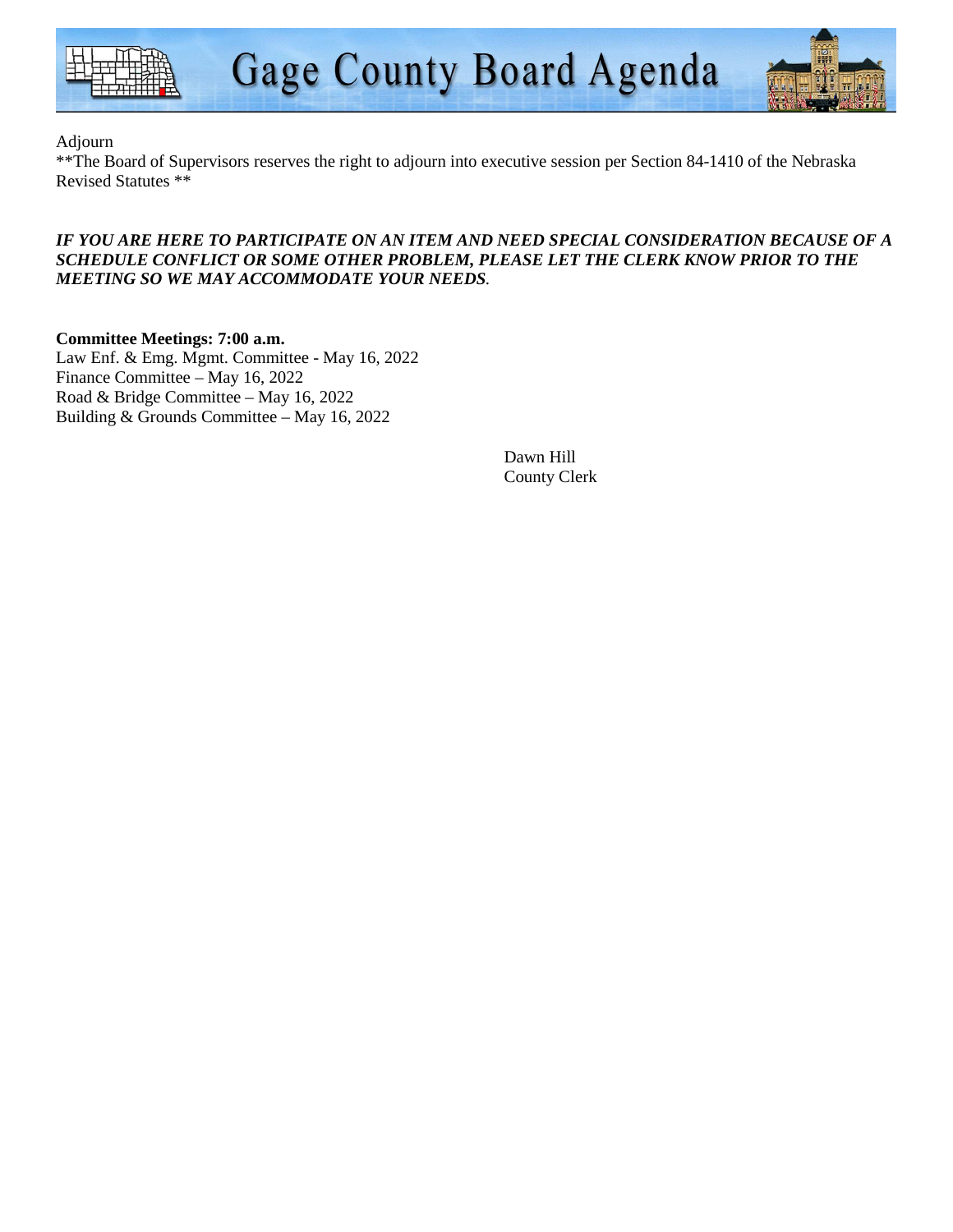Adjourn

**The Board of Supervisors reserves the right to adjourn into executive session per Section 84-1410 of the Nebraska Revised Statutes **

***IF YOU ARE HERE TO PARTICIPATE ON AN ITEM AND NEED SPECIAL CONSIDERATION BECAUSE OF A SCHEDULE CONFLICT OR SOME OTHER PROBLEM, PLEASE LET THE CLERK KNOW PRIOR TO THE MEETING SO WE MAY ACCOMMODATE YOUR NEEDS.***

**Committee Meetings: 7:00 a.m.**
Law Enf. & Emg. Mgmt. Committee - May 16, 2022
Finance Committee – May 16, 2022
Road & Bridge Committee – May 16, 2022
Building & Grounds Committee – May 16, 2022

Dawn Hill
County Clerk